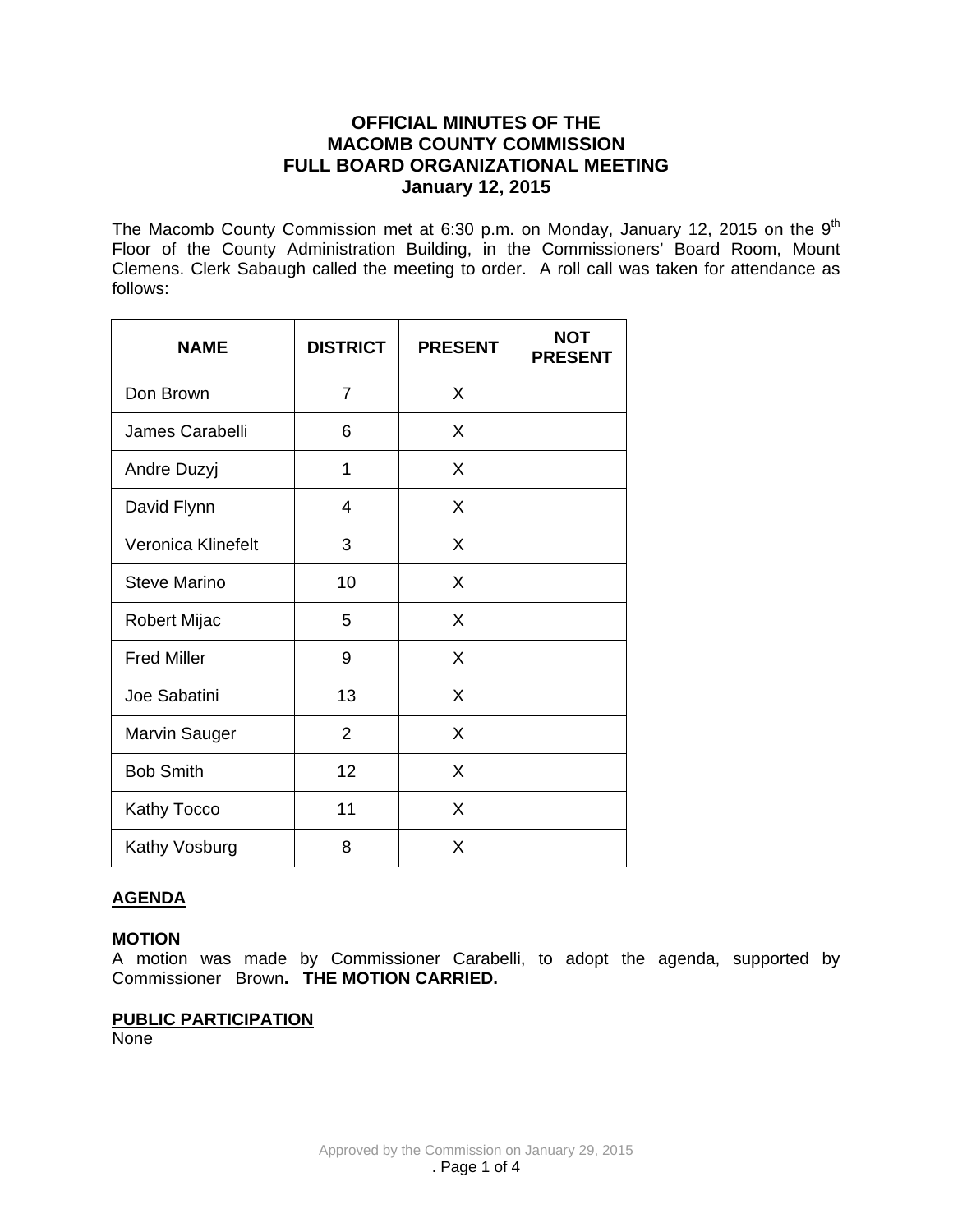# OFFICIAL MINUTES OF THE MACOMB COUNTY COMMISSION FULL BOARD ORGANIZATIONAL MEETING January 12, 2015

The Macomb County Commission met at 6:30 p.m. on Monday, January 12, 2015 on the 9th Floor of the County Administration Building, in the Commissioners' Board Room, Mount Clemens. Clerk Sabaugh called the meeting to order. A roll call was taken for attendance as follows:

| NAME | DISTRICT | PRESENT | NOT PRESENT |
|---|---|---|---|
| Don Brown | 7 | X | |
| James Carabelli | 6 | X | |
| Andre Duzyj | 1 | X | |
| David Flynn | 4 | X | |
| Veronica Klinefelt | 3 | X | |
| Steve Marino | 10 | X | |
| Robert Mijac | 5 | X | |
| Fred Miller | 9 | X | |
| Joe Sabatini | 13 | X | |
| Marvin Sauger | 2 | X | |
| Bob Smith | 12 | X | |
| Kathy Tocco | 11 | X | |
| Kathy Vosburg | 8 | X | |

## AGENDA

**MOTION**
A motion was made by Commissioner Carabelli, to adopt the agenda, supported by Commissioner Brown. **THE MOTION CARRIED.**

## PUBLIC PARTICIPATION
None

Approved by the Commission on January 29, 2015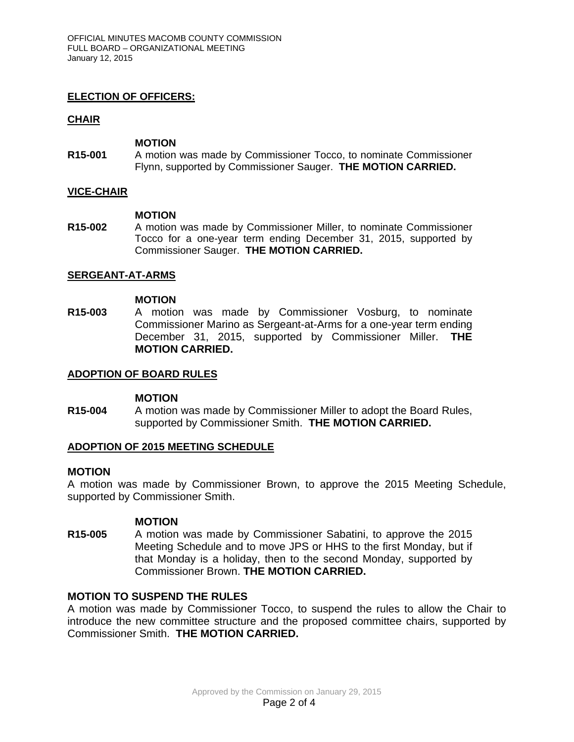**ELECTION OF OFFICERS:**

**CHAIR**

**MOTION**

**R15-001** A motion was made by Commissioner Tocco, to nominate Commissioner Flynn, supported by Commissioner Sauger. **THE MOTION CARRIED.**

**VICE-CHAIR**

**MOTION**

**R15-002** A motion was made by Commissioner Miller, to nominate Commissioner Tocco for a one-year term ending December 31, 2015, supported by Commissioner Sauger. **THE MOTION CARRIED.**

**SERGEANT-AT-ARMS**

**MOTION**

**R15-003** A motion was made by Commissioner Vosburg, to nominate Commissioner Marino as Sergeant-at-Arms for a one-year term ending December 31, 2015, supported by Commissioner Miller. **THE MOTION CARRIED.**

**ADOPTION OF BOARD RULES**

**MOTION**

**R15-004** A motion was made by Commissioner Miller to adopt the Board Rules, supported by Commissioner Smith. **THE MOTION CARRIED.**

**ADOPTION OF 2015 MEETING SCHEDULE**

**MOTION**

A motion was made by Commissioner Brown, to approve the 2015 Meeting Schedule, supported by Commissioner Smith.

**MOTION**

**R15-005** A motion was made by Commissioner Sabatini, to approve the 2015 Meeting Schedule and to move JPS or HHS to the first Monday, but if that Monday is a holiday, then to the second Monday, supported by Commissioner Brown. **THE MOTION CARRIED.**

**MOTION TO SUSPEND THE RULES**

A motion was made by Commissioner Tocco, to suspend the rules to allow the Chair to introduce the new committee structure and the proposed committee chairs, supported by Commissioner Smith. **THE MOTION CARRIED.**

Approved by the Commission on January 29, 2015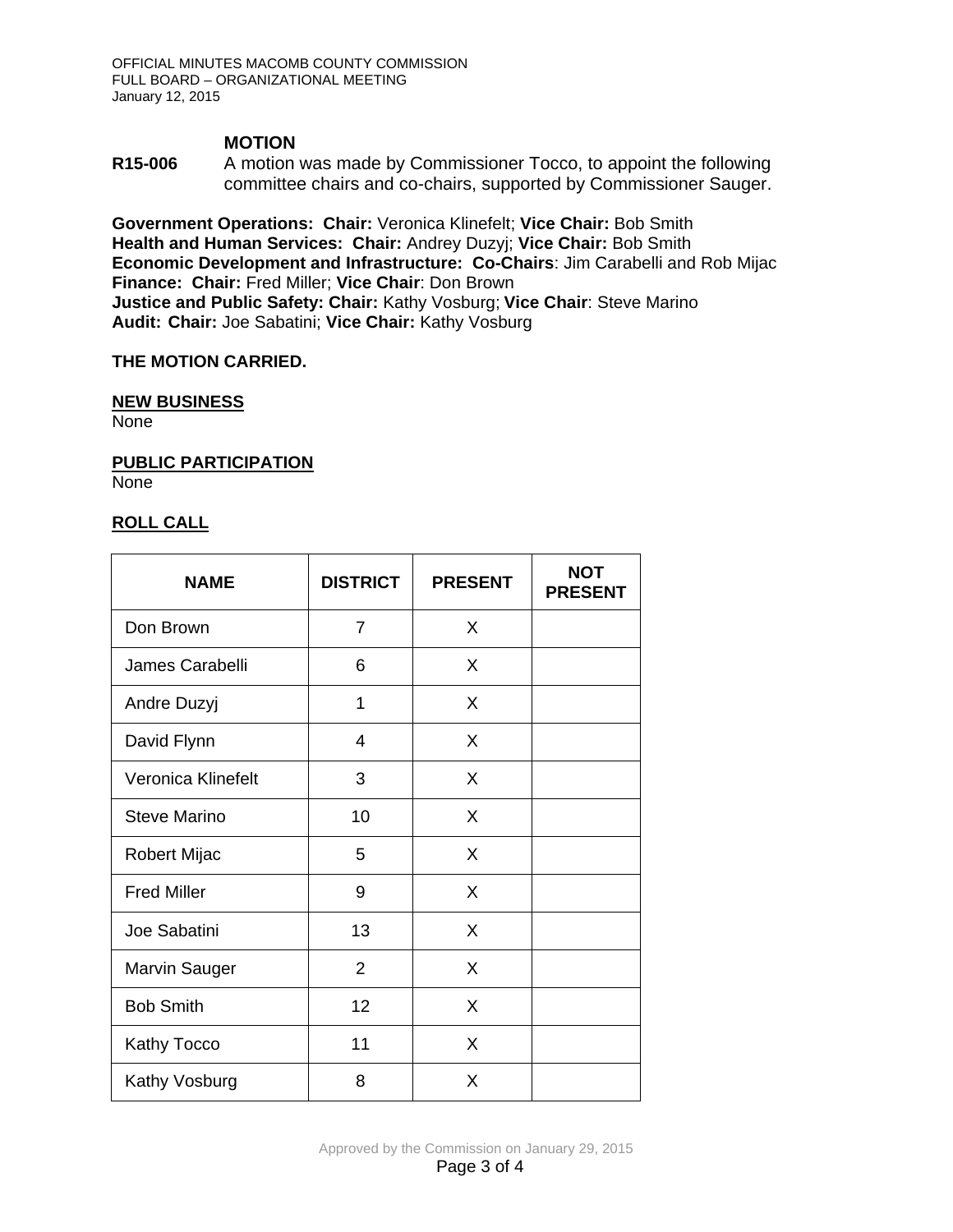**MOTION**

**R15-006** A motion was made by Commissioner Tocco, to appoint the following committee chairs and co-chairs, supported by Commissioner Sauger.

**Government Operations: Chair:** Veronica Klinefelt; **Vice Chair:** Bob Smith
**Health and Human Services: Chair:** Andrey Duzyj; **Vice Chair:** Bob Smith
**Economic Development and Infrastructure: Co-Chairs**: Jim Carabelli and Rob Mijac
**Finance: Chair:** Fred Miller; **Vice Chair**: Don Brown
**Justice and Public Safety: Chair:** Kathy Vosburg; **Vice Chair**: Steve Marino
**Audit: Chair:** Joe Sabatini; **Vice Chair:** Kathy Vosburg

**THE MOTION CARRIED.**

**NEW BUSINESS**
None

**PUBLIC PARTICIPATION**
None

**ROLL CALL**

| NAME | DISTRICT | PRESENT | NOT PRESENT |
|---|---|---|---|
| Don Brown | 7 | X | |
| James Carabelli | 6 | X | |
| Andre Duzyj | 1 | X | |
| David Flynn | 4 | X | |
| Veronica Klinefelt | 3 | X | |
| Steve Marino | 10 | X | |
| Robert Mijac | 5 | X | |
| Fred Miller | 9 | X | |
| Joe Sabatini | 13 | X | |
| Marvin Sauger | 2 | X | |
| Bob Smith | 12 | X | |
| Kathy Tocco | 11 | X | |
| Kathy Vosburg | 8 | X | |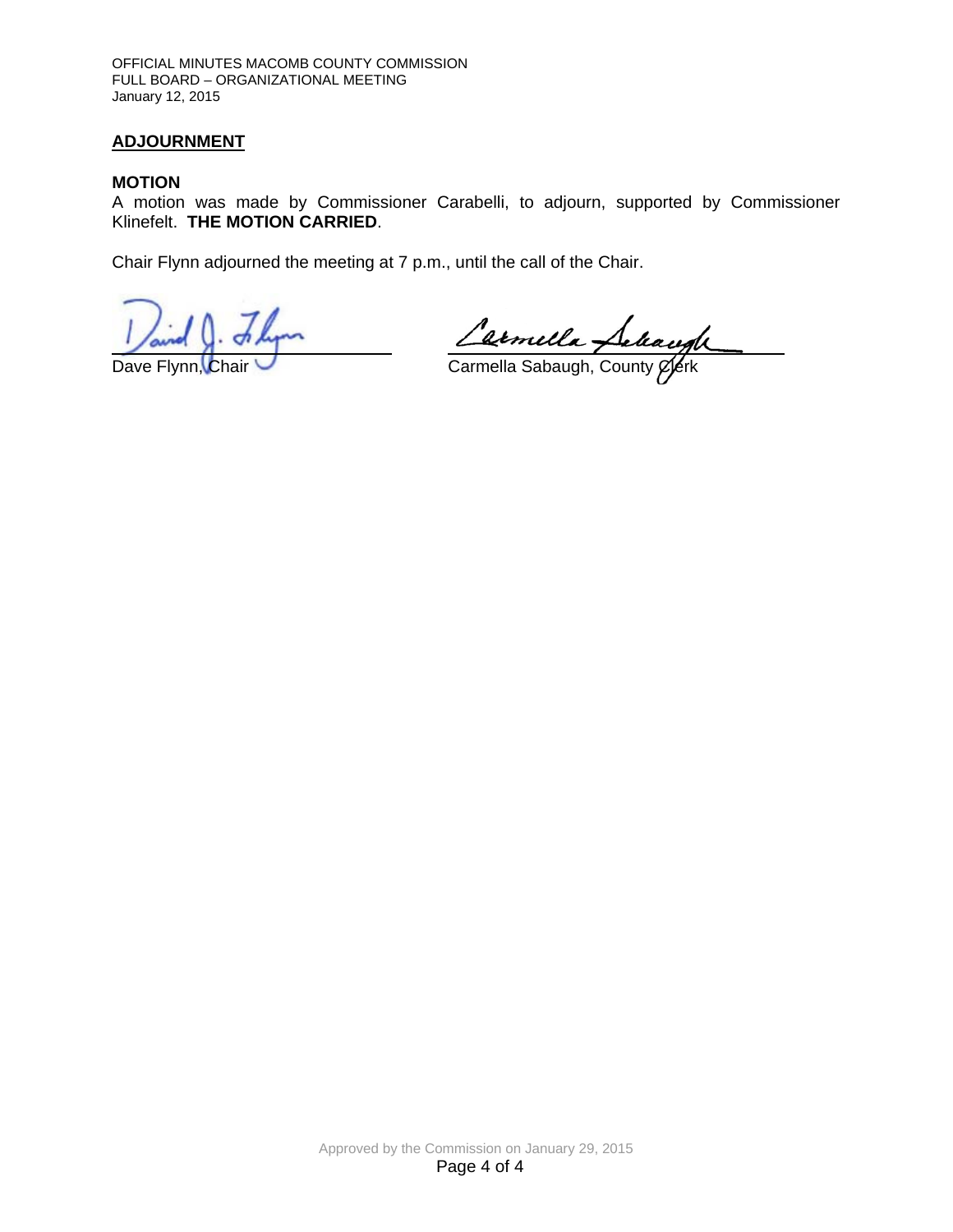## ADJOURNMENT

**MOTION**
A motion was made by Commissioner Carabelli, to adjourn, supported by Commissioner Klinefelt. **THE MOTION CARRIED**.

Chair Flynn adjourned the meeting at 7 p.m., until the call of the Chair.

Dave Flynn, Chair

Carmella Sabaugh, County Clerk

Approved by the Commission on January 29, 2015